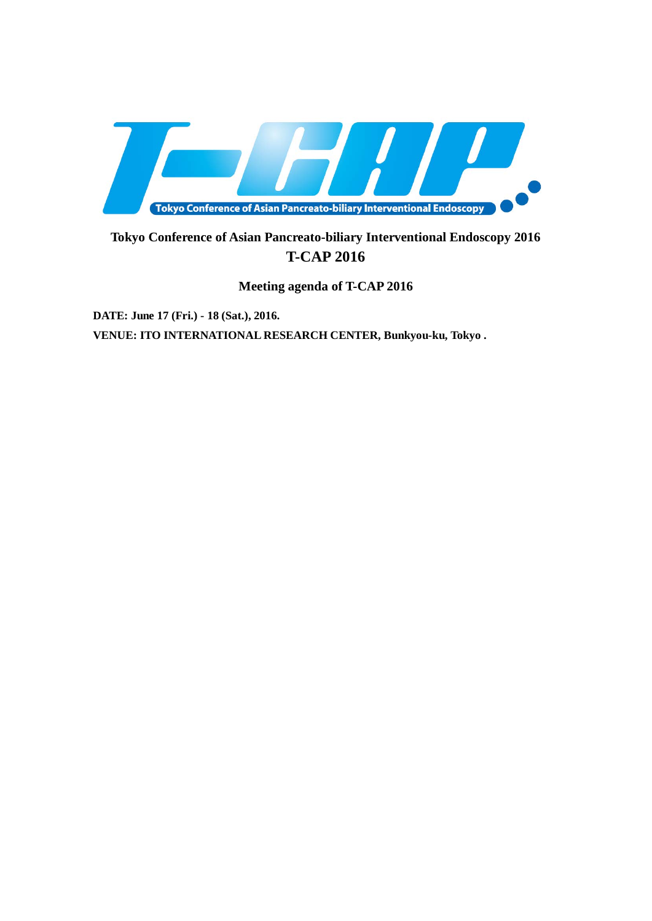Tokyo Conference of Asian Pancreato-biliary Interventional Endoscopy

# Tokyo Conference of Asian Pancreato-biliary Interventional Endoscopy 2016
# T-CAP 2016

## Meeting agenda of T-CAP 2016

**DATE: June 17 (Fri.) - 18 (Sat.), 2016.**

**VENUE: ITO INTERNATIONAL RESEARCH CENTER, Bunkyou-ku, Tokyo .**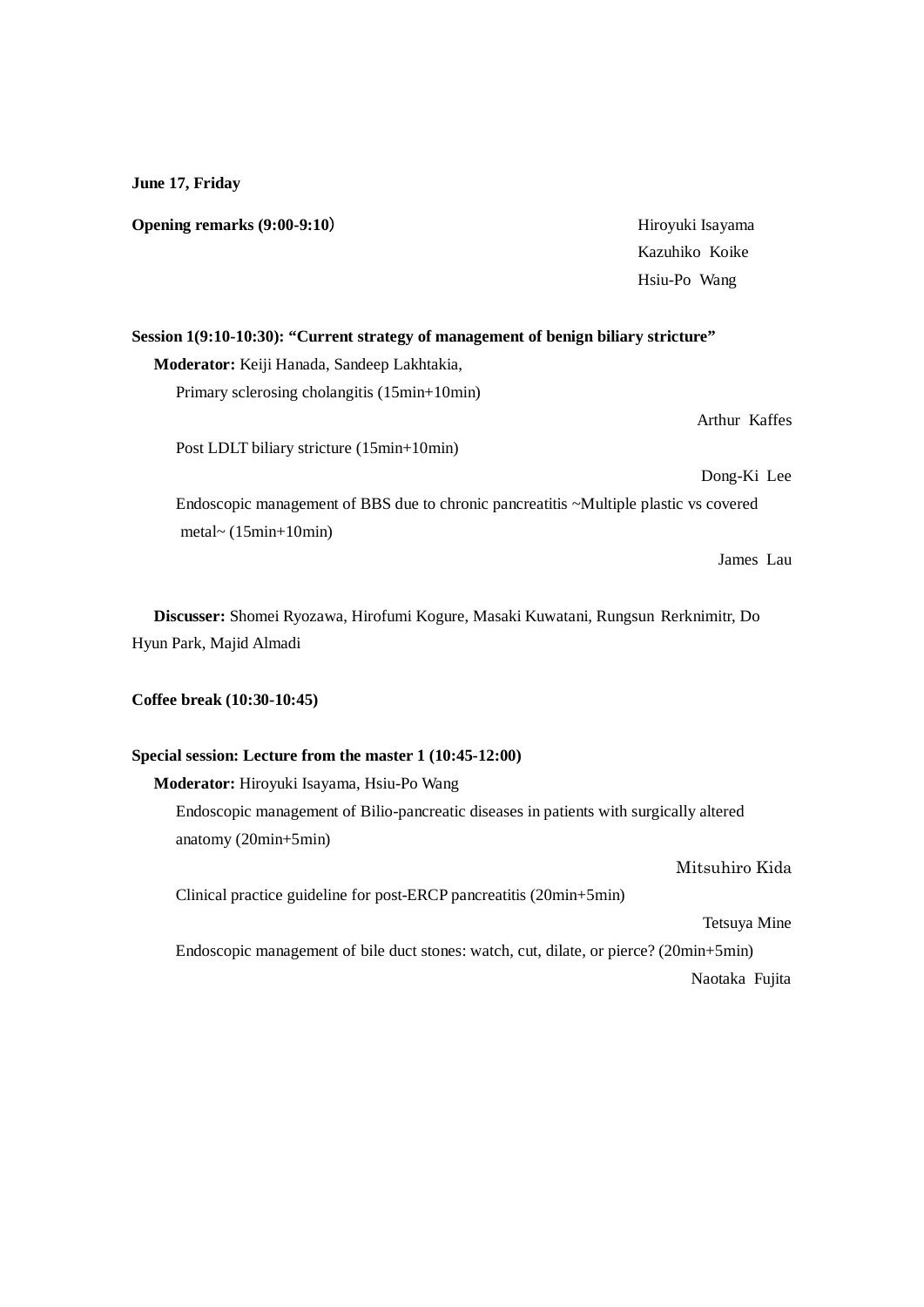**June 17, Friday**

**Opening remarks (9:00-9:10)**

Hiroyuki Isayama
Kazuhiko Koike
Hsiu-Po Wang

**Session 1(9:10-10:30): "Current strategy of management of benign biliary stricture"**

**Moderator:** Keiji Hanada, Sandeep Lakhtakia,

Primary sclerosing cholangitis (15min+10min)

Arthur Kaffes

Post LDLT biliary stricture (15min+10min)

Dong-Ki Lee

Endoscopic management of BBS due to chronic pancreatitis ~Multiple plastic vs covered metal~ (15min+10min)

James Lau

**Discusser:** Shomei Ryozawa, Hirofumi Kogure, Masaki Kuwatani, Rungsun Rerknimitr, Do Hyun Park, Majid Almadi

**Coffee break (10:30-10:45)**

**Special session: Lecture from the master 1 (10:45-12:00)**

**Moderator:** Hiroyuki Isayama, Hsiu-Po Wang

Endoscopic management of Bilio-pancreatic diseases in patients with surgically altered anatomy (20min+5min)

Mitsuhiro Kida

Clinical practice guideline for post-ERCP pancreatitis (20min+5min)

Tetsuya Mine

Endoscopic management of bile duct stones: watch, cut, dilate, or pierce? (20min+5min)

Naotaka Fujita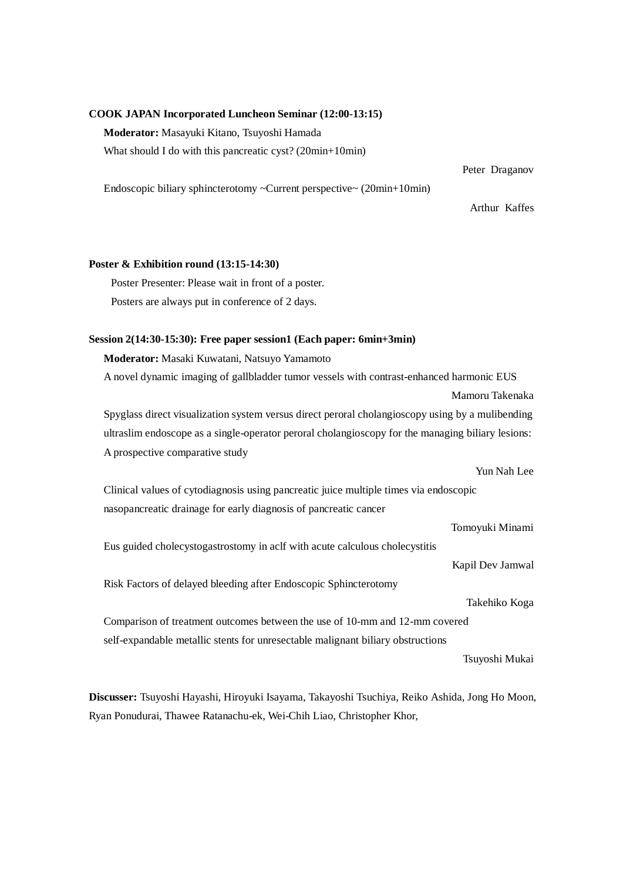**COOK JAPAN Incorporated Luncheon Seminar (12:00-13:15)**

**Moderator:** Masayuki Kitano, Tsuyoshi Hamada

What should I do with this pancreatic cyst? (20min+10min)

Peter Draganov

Endoscopic biliary sphincterotomy ~Current perspective~ (20min+10min)

Arthur Kaffes

**Poster & Exhibition round (13:15-14:30)**

Poster Presenter: Please wait in front of a poster.

Posters are always put in conference of 2 days.

**Session 2(14:30-15:30): Free paper session1 (Each paper: 6min+3min)**

**Moderator:** Masaki Kuwatani, Natsuyo Yamamoto

A novel dynamic imaging of gallbladder tumor vessels with contrast-enhanced harmonic EUS

Mamoru Takenaka

Spyglass direct visualization system versus direct peroral cholangioscopy using by a mulibending ultraslim endoscope as a single-operator peroral cholangioscopy for the managing biliary lesions: A prospective comparative study

Yun Nah Lee

Clinical values of cytodiagnosis using pancreatic juice multiple times via endoscopic nasopancreatic drainage for early diagnosis of pancreatic cancer

Tomoyuki Minami

Eus guided cholecystogastrostomy in aclf with acute calculous cholecystitis

Kapil Dev Jamwal

Risk Factors of delayed bleeding after Endoscopic Sphincterotomy

Takehiko Koga

Comparison of treatment outcomes between the use of 10-mm and 12-mm covered self-expandable metallic stents for unresectable malignant biliary obstructions

Tsuyoshi Mukai

**Discusser:** Tsuyoshi Hayashi, Hiroyuki Isayama, Takayoshi Tsuchiya, Reiko Ashida, Jong Ho Moon, Ryan Ponudurai, Thawee Ratanachu-ek, Wei-Chih Liao, Christopher Khor,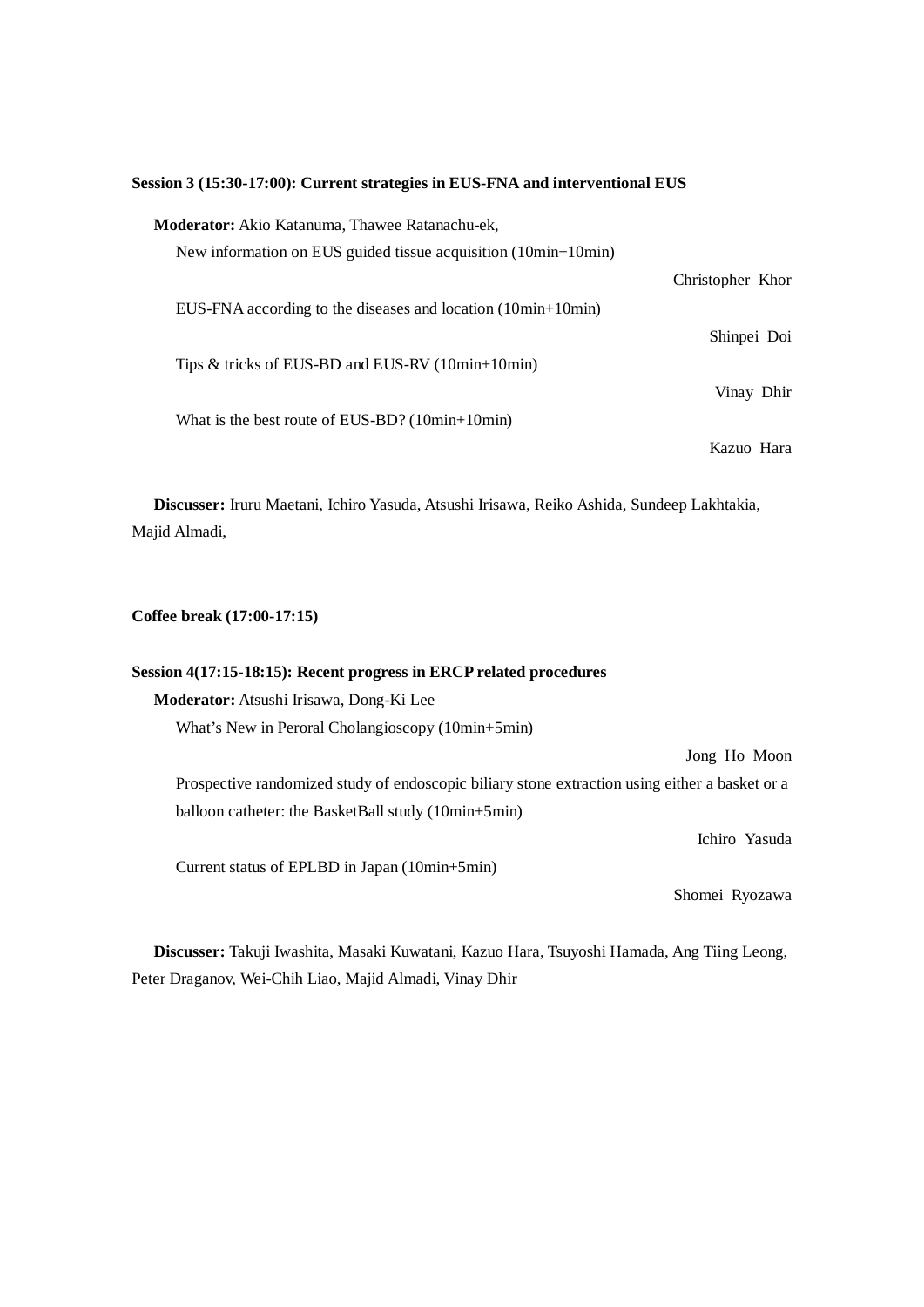**Session 3 (15:30-17:00): Current strategies in EUS-FNA and interventional EUS**

**Moderator:** Akio Katanuma, Thawee Ratanachu-ek,

New information on EUS guided tissue acquisition (10min+10min)

Christopher Khor

EUS-FNA according to the diseases and location (10min+10min)

Shinpei Doi

Tips & tricks of EUS-BD and EUS-RV (10min+10min)

Vinay Dhir

What is the best route of EUS-BD? (10min+10min)

Kazuo Hara

**Discusser:** Iruru Maetani, Ichiro Yasuda, Atsushi Irisawa, Reiko Ashida, Sundeep Lakhtakia, Majid Almadi,

**Coffee break (17:00-17:15)**

**Session 4(17:15-18:15): Recent progress in ERCP related procedures**

**Moderator:** Atsushi Irisawa, Dong-Ki Lee

What's New in Peroral Cholangioscopy (10min+5min)

Jong Ho Moon

Prospective randomized study of endoscopic biliary stone extraction using either a basket or a balloon catheter: the BasketBall study (10min+5min)

Ichiro Yasuda

Current status of EPLBD in Japan (10min+5min)

Shomei Ryozawa

**Discusser:** Takuji Iwashita, Masaki Kuwatani, Kazuo Hara, Tsuyoshi Hamada, Ang Tiing Leong, Peter Draganov, Wei-Chih Liao, Majid Almadi, Vinay Dhir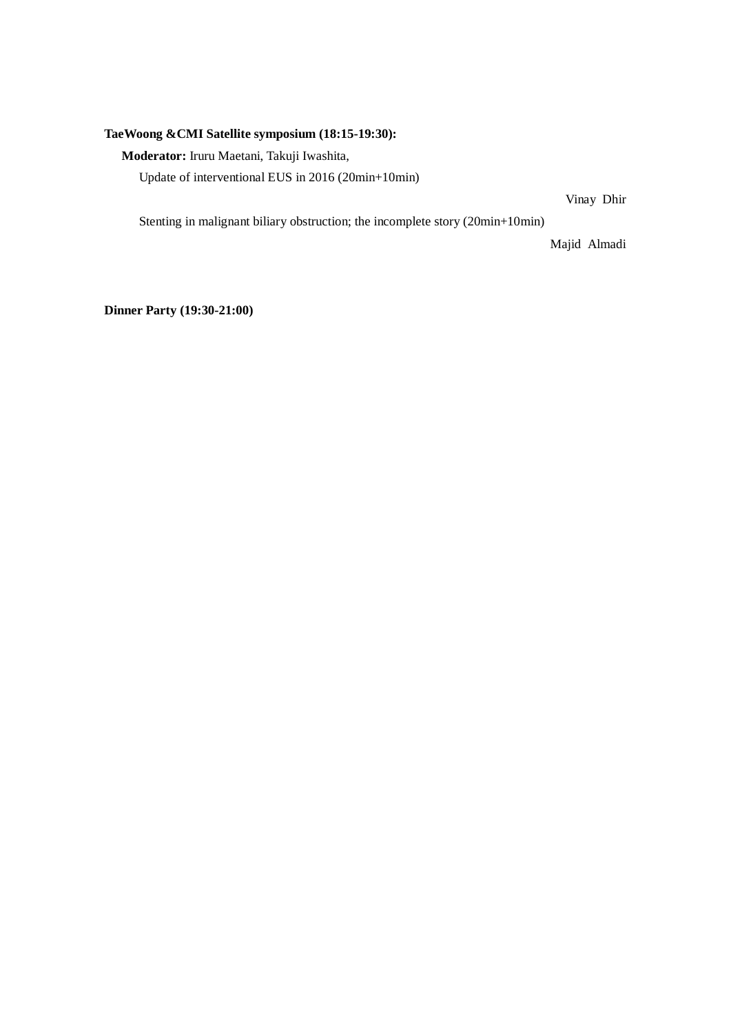**TaeWoong &CMI Satellite symposium (18:15-19:30):**

**Moderator:** Iruru Maetani, Takuji Iwashita,

Update of interventional EUS in 2016 (20min+10min)

Vinay Dhir

Stenting in malignant biliary obstruction; the incomplete story (20min+10min)

Majid Almadi

**Dinner Party (19:30-21:00)**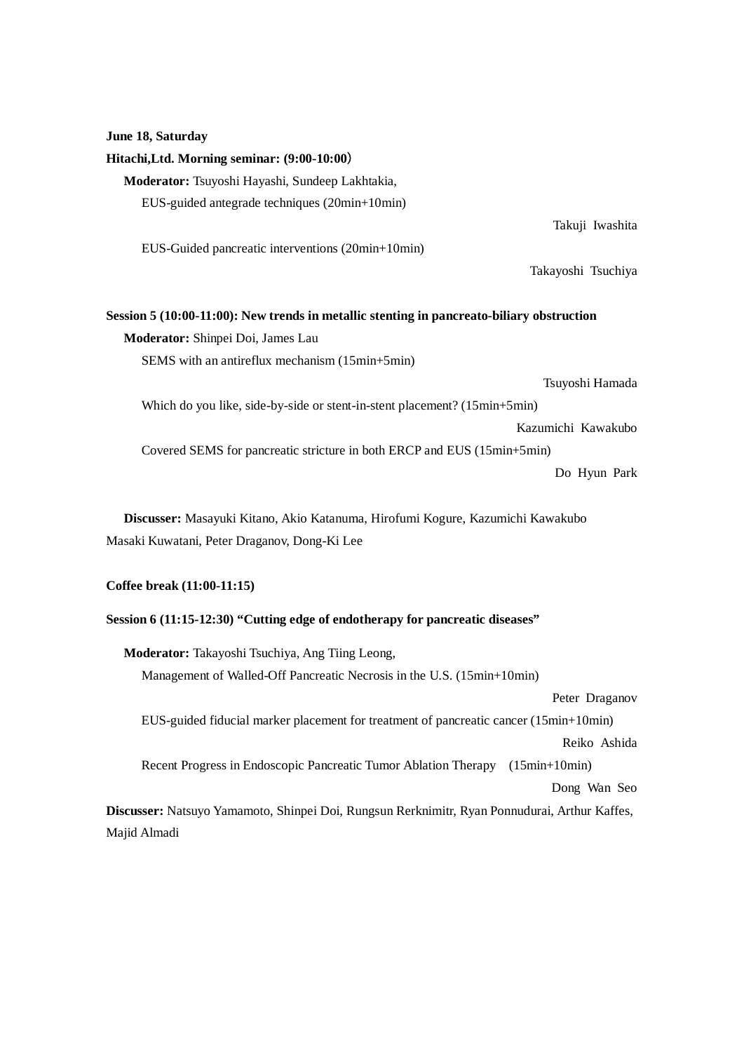**June 18, Saturday**

**Hitachi,Ltd. Morning seminar: (9:00-10:00)**

**Moderator:** Tsuyoshi Hayashi, Sundeep Lakhtakia,

EUS-guided antegrade techniques (20min+10min)

Takuji Iwashita

EUS-Guided pancreatic interventions (20min+10min)

Takayoshi Tsuchiya

**Session 5 (10:00-11:00): New trends in metallic stenting in pancreato-biliary obstruction**

**Moderator:** Shinpei Doi, James Lau

SEMS with an antireflux mechanism (15min+5min)

Tsuyoshi Hamada

Which do you like, side-by-side or stent-in-stent placement? (15min+5min)

Kazumichi Kawakubo

Covered SEMS for pancreatic stricture in both ERCP and EUS (15min+5min)

Do Hyun Park

**Discusser:** Masayuki Kitano, Akio Katanuma, Hirofumi Kogure, Kazumichi Kawakubo Masaki Kuwatani, Peter Draganov, Dong-Ki Lee

**Coffee break (11:00-11:15)**

**Session 6 (11:15-12:30) "Cutting edge of endotherapy for pancreatic diseases"**

**Moderator:** Takayoshi Tsuchiya, Ang Tiing Leong,

Management of Walled-Off Pancreatic Necrosis in the U.S. (15min+10min)

Peter Draganov

EUS-guided fiducial marker placement for treatment of pancreatic cancer (15min+10min)

Reiko Ashida

Recent Progress in Endoscopic Pancreatic Tumor Ablation Therapy (15min+10min)

Dong Wan Seo

**Discusser:** Natsuyo Yamamoto, Shinpei Doi, Rungsun Rerknimitr, Ryan Ponnudurai, Arthur Kaffes, Majid Almadi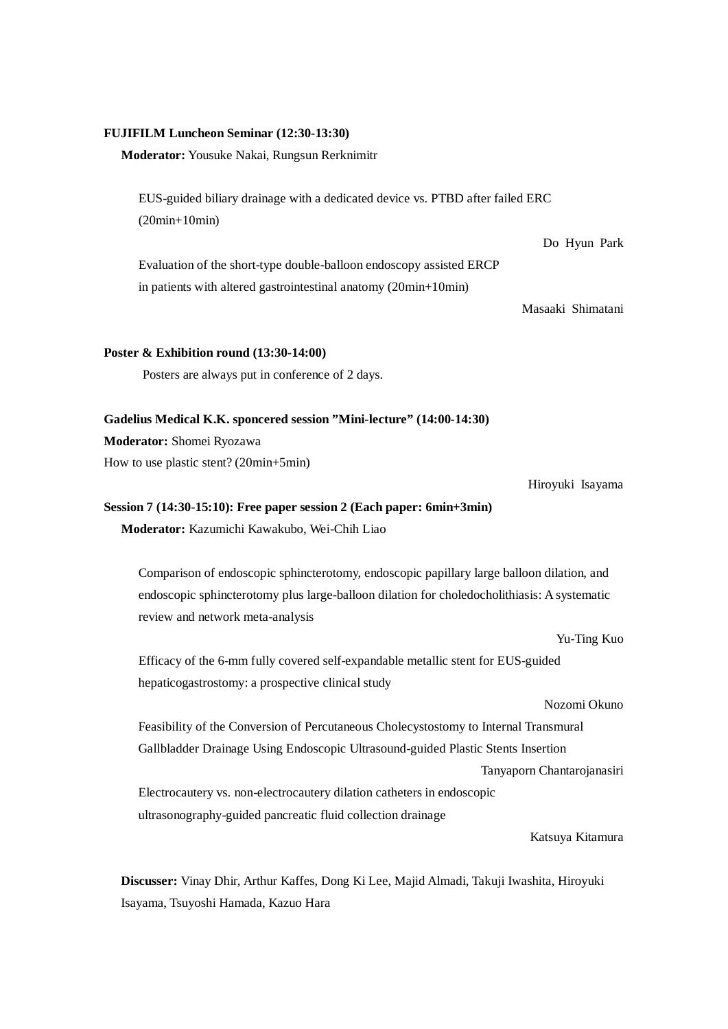**FUJIFILM Luncheon Seminar (12:30-13:30)**

**Moderator:** Yousuke Nakai, Rungsun Rerknimitr

EUS-guided biliary drainage with a dedicated device vs. PTBD after failed ERC (20min+10min)

Do Hyun Park

Evaluation of the short-type double-balloon endoscopy assisted ERCP in patients with altered gastrointestinal anatomy (20min+10min)

Masaaki Shimatani

**Poster & Exhibition round (13:30-14:00)**

Posters are always put in conference of 2 days.

**Gadelius Medical K.K. sponcered session "Mini-lecture" (14:00-14:30)**

**Moderator:** Shomei Ryozawa

How to use plastic stent? (20min+5min)

Hiroyuki Isayama

**Session 7 (14:30-15:10): Free paper session 2 (Each paper: 6min+3min)**

**Moderator:** Kazumichi Kawakubo, Wei-Chih Liao

Comparison of endoscopic sphincterotomy, endoscopic papillary large balloon dilation, and endoscopic sphincterotomy plus large-balloon dilation for choledocholithiasis: A systematic review and network meta-analysis

Yu-Ting Kuo

Efficacy of the 6-mm fully covered self-expandable metallic stent for EUS-guided hepaticogastrostomy: a prospective clinical study

Nozomi Okuno

Feasibility of the Conversion of Percutaneous Cholecystostomy to Internal Transmural Gallbladder Drainage Using Endoscopic Ultrasound-guided Plastic Stents Insertion

Tanyaporn Chantarojanasiri

Electrocautery vs. non-electrocautery dilation catheters in endoscopic ultrasonography-guided pancreatic fluid collection drainage

Katsuya Kitamura

**Discusser:** Vinay Dhir, Arthur Kaffes, Dong Ki Lee, Majid Almadi, Takuji Iwashita, Hiroyuki Isayama, Tsuyoshi Hamada, Kazuo Hara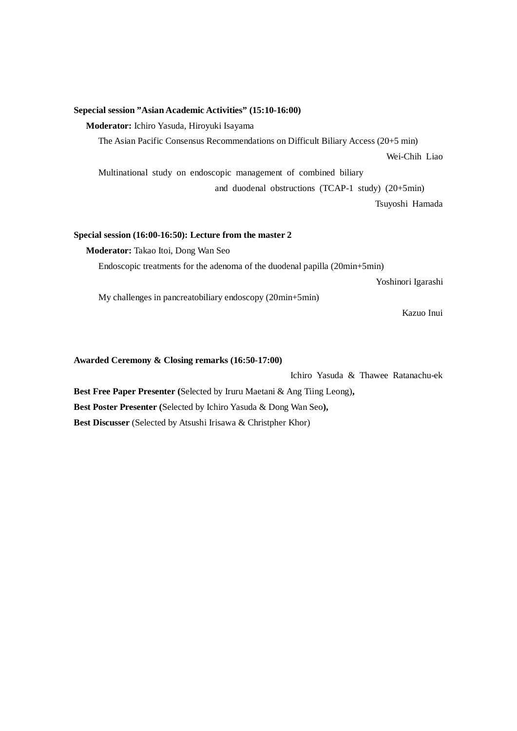**Sepecial session "Asian Academic Activities" (15:10-16:00)**

**Moderator:** Ichiro Yasuda, Hiroyuki Isayama

The Asian Pacific Consensus Recommendations on Difficult Biliary Access (20+5 min)

Wei-Chih Liao

Multinational study on endoscopic management of combined biliary and duodenal obstructions (TCAP-1 study) (20+5min)

Tsuyoshi Hamada

**Special session (16:00-16:50): Lecture from the master 2**

**Moderator:** Takao Itoi, Dong Wan Seo

Endoscopic treatments for the adenoma of the duodenal papilla (20min+5min)

Yoshinori Igarashi

My challenges in pancreatobiliary endoscopy (20min+5min)

Kazuo Inui

**Awarded Ceremony & Closing remarks (16:50-17:00)**

Ichiro Yasuda & Thawee Ratanachu-ek

**Best Free Paper Presenter (**Selected by Iruru Maetani & Ang Tiing Leong**),**

**Best Poster Presenter (**Selected by Ichiro Yasuda & Dong Wan Seo**),**

**Best Discusser** (Selected by Atsushi Irisawa & Christpher Khor)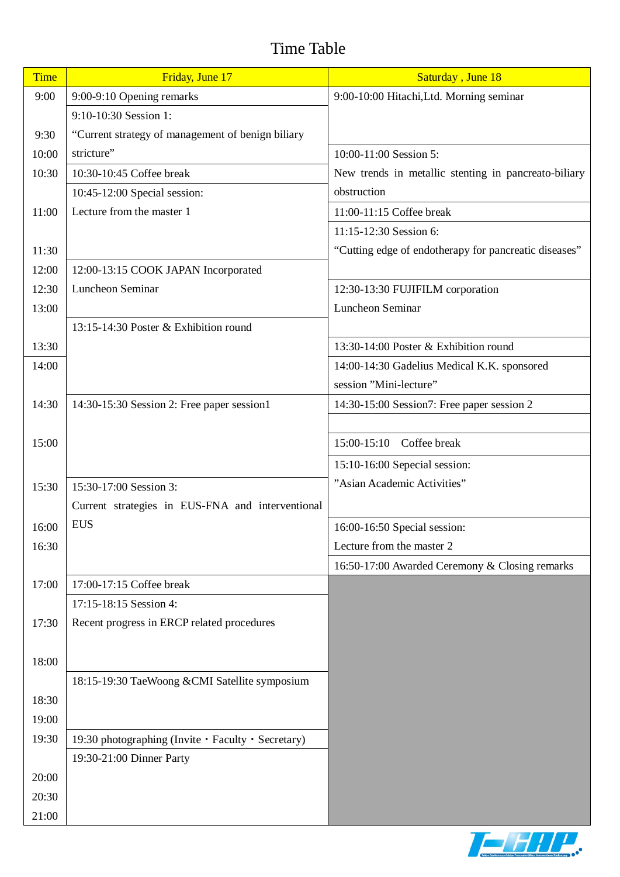# Time Table

| Time | Friday, June 17 | Saturday , June 18 |
|---|---|---|
| 9:00 | 9:00-9:10 Opening remarks | 9:00-10:00 Hitachi,Ltd. Morning seminar |
| 9:30 | 9:10-10:30 Session 1: “Current strategy of management of benign biliary stricture” | |
| 10:00 | | 10:00-11:00 Session 5: New trends in metallic stenting in pancreato-biliary obstruction |
| 10:30 | 10:30-10:45 Coffee break | |
| 11:00 | 10:45-12:00 Special session: Lecture from the master 1 | 11:00-11:15 Coffee break |
| 11:30 | | 11:15-12:30 Session 6: “Cutting edge of endotherapy for pancreatic diseases” |
| 12:00 | 12:00-13:15 COOK JAPAN Incorporated Luncheon Seminar | |
| 12:30 | | 12:30-13:30 FUJIFILM corporation Luncheon Seminar |
| 13:00 | | |
| 13:30 | 13:15-14:30 Poster & Exhibition round | 13:30-14:00 Poster & Exhibition round |
| 14:00 | | 14:00-14:30 Gadelius Medical K.K. sponsored session ”Mini-lecture” |
| 14:30 | 14:30-15:30 Session 2: Free paper session1 | 14:30-15:00 Session7: Free paper session 2 |
| 15:00 | | 15:00-15:10 Coffee break |
| | | 15:10-16:00 Sepecial session: ”Asian Academic Activities” |
| 15:30 | 15:30-17:00 Session 3: Current strategies in EUS-FNA and interventional EUS | |
| 16:00 | | 16:00-16:50 Special session: Lecture from the master 2 |
| 16:30 | | 16:50-17:00 Awarded Ceremony & Closing remarks |
| 17:00 | 17:00-17:15 Coffee break | |
| 17:30 | 17:15-18:15 Session 4: Recent progress in ERCP related procedures | |
| 18:00 | | |
| 18:30 | 18:15-19:30 TaeWoong &CMI Satellite symposium | |
| 19:00 | | |
| 19:30 | 19:30 photographing (Invite・Faculty・Secretary) | |
| | 19:30-21:00 Dinner Party | |
| 20:00 | | |
| 20:30 | | |
| 21:00 | | |